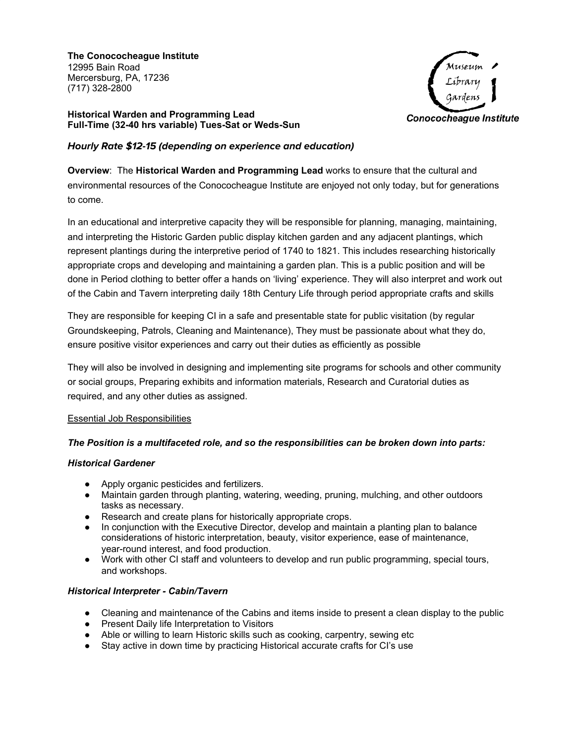**The Conococheague Institute**
12995 Bain Road
Mercersburg, PA, 17236
(717) 328-2800

Museum
Library
Gardens
*Conococheague Institute*

**Historical Warden and Programming Lead**
**Full-Time (32-40 hrs variable) Tues-Sat or Weds-Sun**

***Hourly Rate $12-15 (depending on experience and education)***

**Overview**: The **Historical Warden and Programming Lead** works to ensure that the cultural and environmental resources of the Conococheague Institute are enjoyed not only today, but for generations to come.

In an educational and interpretive capacity they will be responsible for planning, managing, maintaining, and interpreting the Historic Garden public display kitchen garden and any adjacent plantings, which represent plantings during the interpretive period of 1740 to 1821. This includes researching historically appropriate crops and developing and maintaining a garden plan. This is a public position and will be done in Period clothing to better offer a hands on 'living' experience. They will also interpret and work out of the Cabin and Tavern interpreting daily 18th Century Life through period appropriate crafts and skills

They are responsible for keeping CI in a safe and presentable state for public visitation (by regular Groundskeeping, Patrols, Cleaning and Maintenance), They must be passionate about what they do, ensure positive visitor experiences and carry out their duties as efficiently as possible

They will also be involved in designing and implementing site programs for schools and other community or social groups, Preparing exhibits and information materials, Research and Curatorial duties as required, and any other duties as assigned.

<u>Essential Job Responsibilities</u>

***The Position is a multifaceted role, and so the responsibilities can be broken down into parts:***

***Historical Gardener***

- Apply organic pesticides and fertilizers.
- Maintain garden through planting, watering, weeding, pruning, mulching, and other outdoors tasks as necessary.
- Research and create plans for historically appropriate crops.
- In conjunction with the Executive Director, develop and maintain a planting plan to balance considerations of historic interpretation, beauty, visitor experience, ease of maintenance, year-round interest, and food production.
- Work with other CI staff and volunteers to develop and run public programming, special tours, and workshops.

***Historical Interpreter - Cabin/Tavern***

- Cleaning and maintenance of the Cabins and items inside to present a clean display to the public
- Present Daily life Interpretation to Visitors
- Able or willing to learn Historic skills such as cooking, carpentry, sewing etc
- Stay active in down time by practicing Historical accurate crafts for CI's use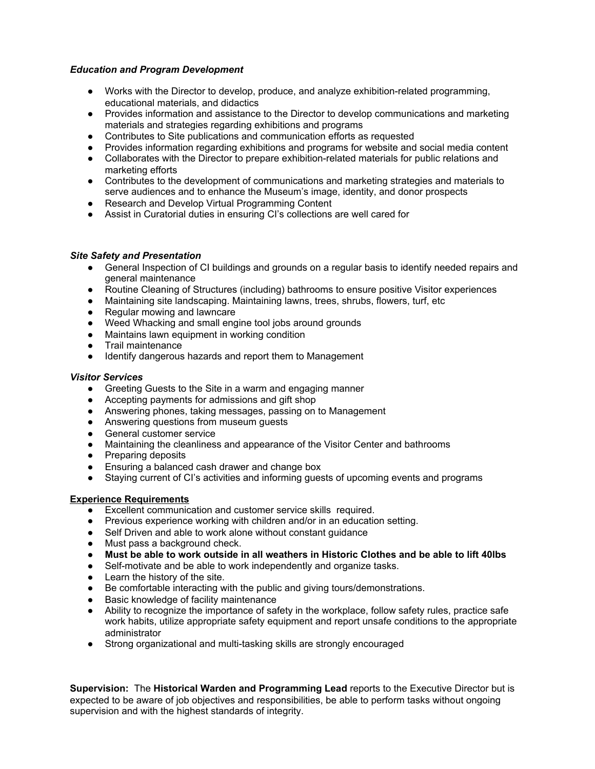***Education and Program Development***

- Works with the Director to develop, produce, and analyze exhibition-related programming, educational materials, and didactics
- Provides information and assistance to the Director to develop communications and marketing materials and strategies regarding exhibitions and programs
- Contributes to Site publications and communication efforts as requested
- Provides information regarding exhibitions and programs for website and social media content
- Collaborates with the Director to prepare exhibition-related materials for public relations and marketing efforts
- Contributes to the development of communications and marketing strategies and materials to serve audiences and to enhance the Museum's image, identity, and donor prospects
- Research and Develop Virtual Programming Content
- Assist in Curatorial duties in ensuring CI's collections are well cared for

***Site Safety and Presentation***

- General Inspection of CI buildings and grounds on a regular basis to identify needed repairs and general maintenance
- Routine Cleaning of Structures (including) bathrooms to ensure positive Visitor experiences
- Maintaining site landscaping. Maintaining lawns, trees, shrubs, flowers, turf, etc
- Regular mowing and lawncare
- Weed Whacking and small engine tool jobs around grounds
- Maintains lawn equipment in working condition
- Trail maintenance
- Identify dangerous hazards and report them to Management

***Visitor Services***

- Greeting Guests to the Site in a warm and engaging manner
- Accepting payments for admissions and gift shop
- Answering phones, taking messages, passing on to Management
- Answering questions from museum guests
- General customer service
- Maintaining the cleanliness and appearance of the Visitor Center and bathrooms
- Preparing deposits
- Ensuring a balanced cash drawer and change box
- Staying current of CI's activities and informing guests of upcoming events and programs

**Experience Requirements**

- Excellent communication and customer service skills required.
- Previous experience working with children and/or in an education setting.
- Self Driven and able to work alone without constant guidance
- Must pass a background check.
- **Must be able to work outside in all weathers in Historic Clothes and be able to lift 40lbs**
- Self-motivate and be able to work independently and organize tasks.
- Learn the history of the site.
- Be comfortable interacting with the public and giving tours/demonstrations.
- Basic knowledge of facility maintenance
- Ability to recognize the importance of safety in the workplace, follow safety rules, practice safe work habits, utilize appropriate safety equipment and report unsafe conditions to the appropriate administrator
- Strong organizational and multi-tasking skills are strongly encouraged

**Supervision:** The **Historical Warden and Programming Lead** reports to the Executive Director but is expected to be aware of job objectives and responsibilities, be able to perform tasks without ongoing supervision and with the highest standards of integrity.